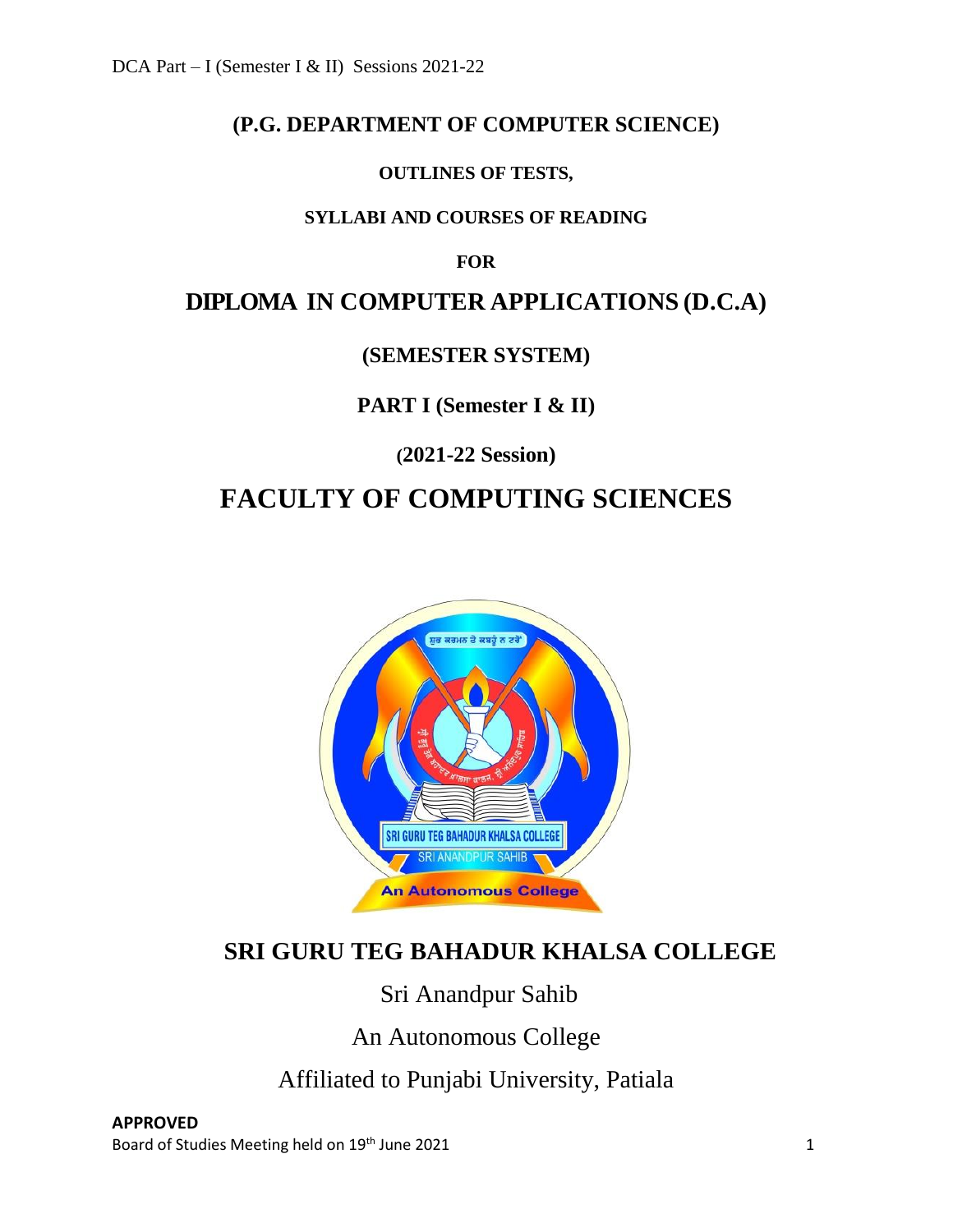## (P.G. DEPARTMENT OF COMPUTER SCIENCE)

**OUTLINES OF TESTS,**

**SYLLABI AND COURSES OF READING**

**FOR**

# DIPLOMA IN COMPUTER APPLICATIONS (D.C.A)

**(SEMESTER SYSTEM)**

**PART I (Semester I & II)**

**(2021-22 Session)**

# FACULTY OF COMPUTING SCIENCES

## SRI GURU TEG BAHADUR KHALSA COLLEGE

Sri Anandpur Sahib

An Autonomous College

Affiliated to Punjabi University, Patiala

**APPROVED**

Board of Studies Meeting held on 19th June 2021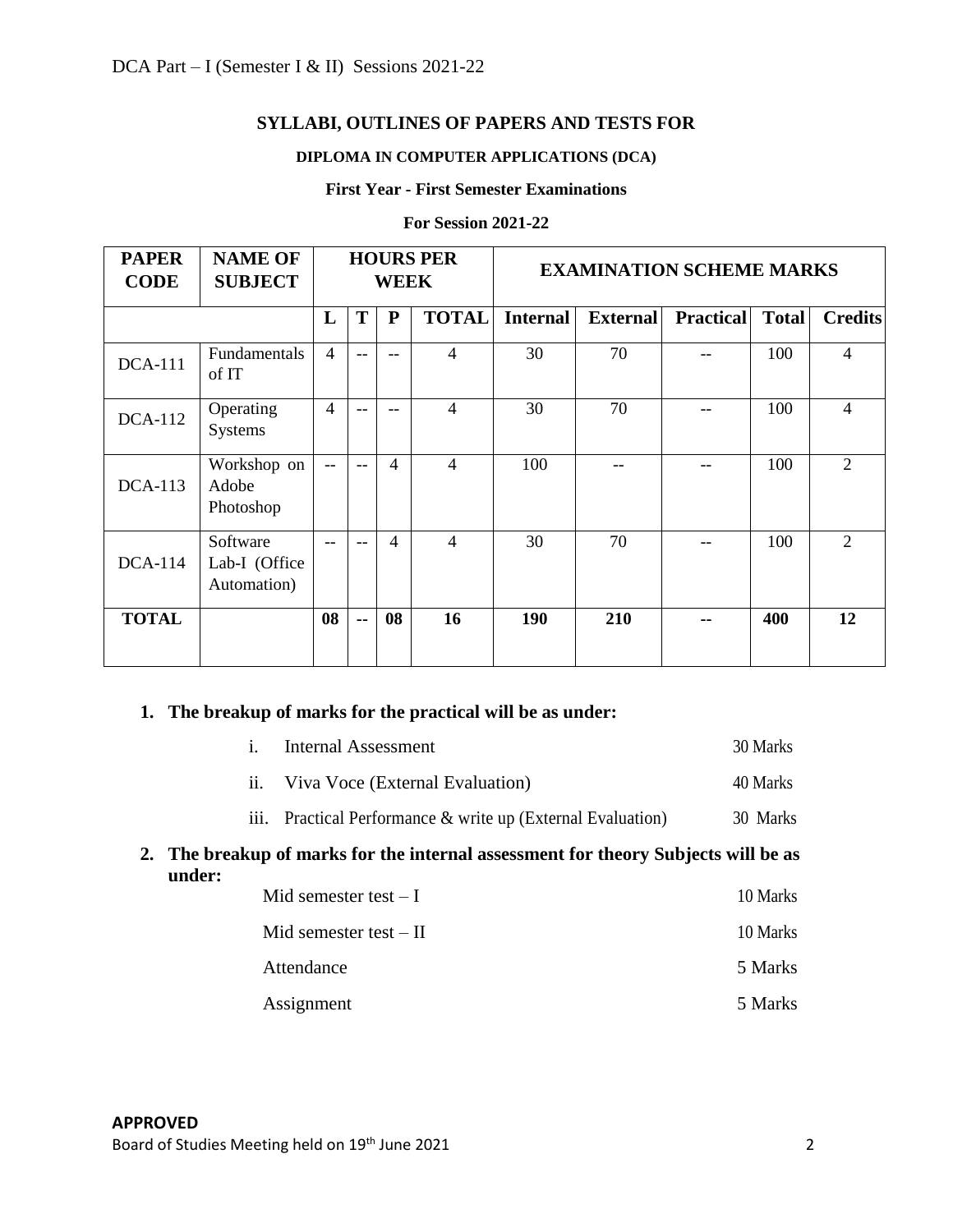## SYLLABI, OUTLINES OF PAPERS AND TESTS FOR

### DIPLOMA IN COMPUTER APPLICATIONS (DCA)

**First Year - First Semester Examinations**

**For Session 2021-22**

| PAPER CODE | NAME OF SUBJECT | HOURS PER WEEK | | | | EXAMINATION SCHEME MARKS | | | | |
|---|---|---|---|---|---|---|---|---|---|---|
| | | L | T | P | TOTAL | Internal | External | Practical | Total | Credits |
| DCA-111 | Fundamentals of IT | 4 | -- | -- | 4 | 30 | 70 | -- | 100 | 4 |
| DCA-112 | Operating Systems | 4 | -- | -- | 4 | 30 | 70 | -- | 100 | 4 |
| DCA-113 | Workshop on Adobe Photoshop | -- | -- | 4 | 4 | 100 | -- | -- | 100 | 2 |
| DCA-114 | Software Lab-I (Office Automation) | -- | -- | 4 | 4 | 30 | 70 | -- | 100 | 2 |
| **TOTAL** | | **08** | **--** | **08** | **16** | **190** | **210** | **--** | **400** | **12** |

1. **The breakup of marks for the practical will be as under:**
   1. Internal Assessment — 30 Marks
   2. Viva Voce (External Evaluation) — 40 Marks
   3. Practical Performance & write up (External Evaluation) — 30 Marks

2. **The breakup of marks for the internal assessment for theory Subjects will be as under:**
   - Mid semester test – I — 10 Marks
   - Mid semester test – II — 10 Marks
   - Attendance — 5 Marks
   - Assignment — 5 Marks

**APPROVED**

Board of Studies Meeting held on 19th June 2021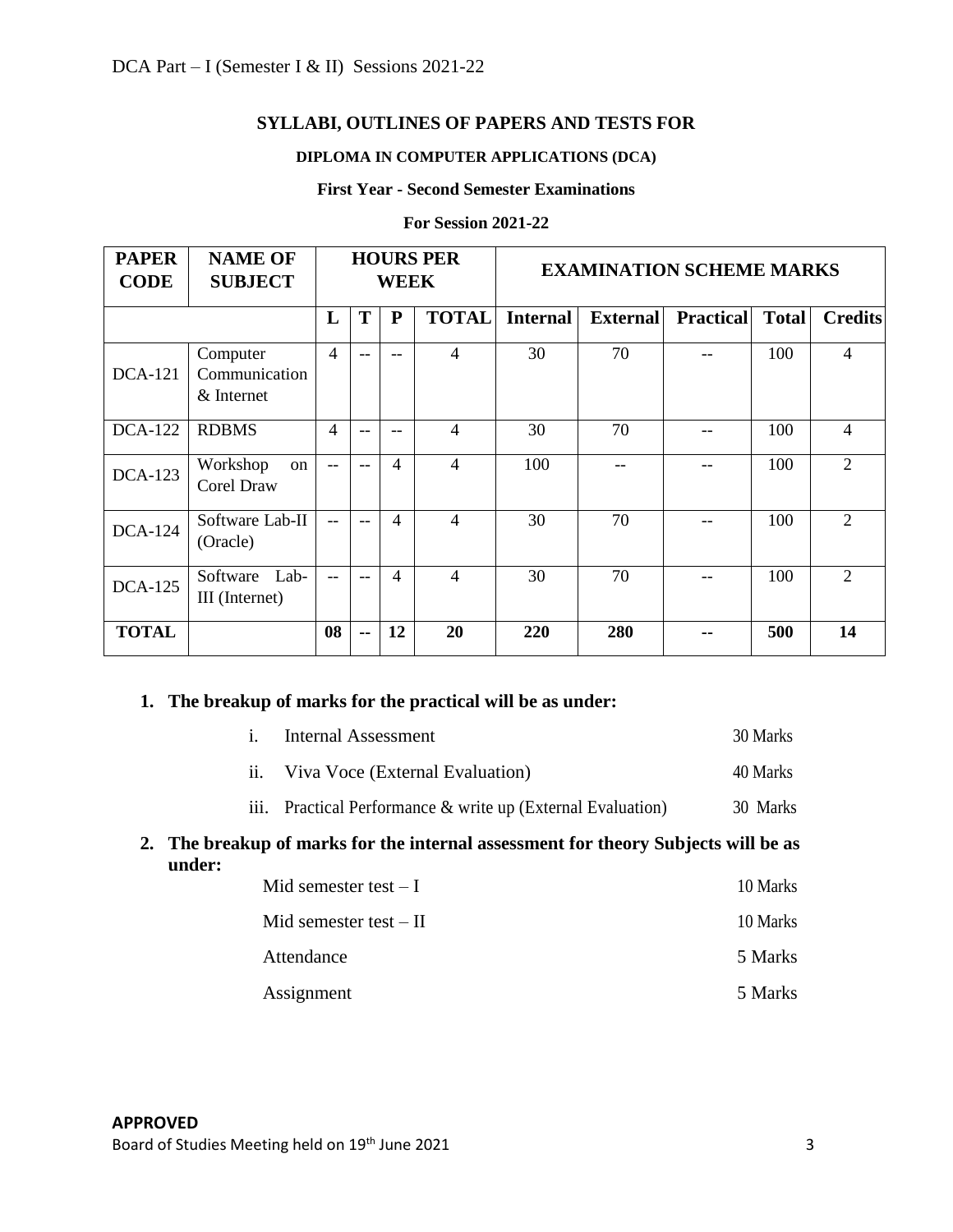## SYLLABI, OUTLINES OF PAPERS AND TESTS FOR

### DIPLOMA IN COMPUTER APPLICATIONS (DCA)

### First Year - Second Semester Examinations

### For Session 2021-22

| PAPER CODE | NAME OF SUBJECT | HOURS PER WEEK | | | | EXAMINATION SCHEME MARKS | | | | |
|---|---|---|---|---|---|---|---|---|---|---|
| | | L | T | P | TOTAL | Internal | External | Practical | Total | Credits |
| DCA-121 | Computer Communication & Internet | 4 | -- | -- | 4 | 30 | 70 | -- | 100 | 4 |
| DCA-122 | RDBMS | 4 | -- | -- | 4 | 30 | 70 | -- | 100 | 4 |
| DCA-123 | Workshop on Corel Draw | -- | -- | 4 | 4 | 100 | -- | -- | 100 | 2 |
| DCA-124 | Software Lab-II (Oracle) | -- | -- | 4 | 4 | 30 | 70 | -- | 100 | 2 |
| DCA-125 | Software Lab-III (Internet) | -- | -- | 4 | 4 | 30 | 70 | -- | 100 | 2 |
| **TOTAL** | | **08** | **--** | **12** | **20** | **220** | **280** | **--** | **500** | **14** |

**1. The breakup of marks for the practical will be as under:**

| | | |
|---|---|---|
| i. | Internal Assessment | 30 Marks |
| ii. | Viva Voce (External Evaluation) | 40 Marks |
| iii. | Practical Performance & write up (External Evaluation) | 30 Marks |

**2. The breakup of marks for the internal assessment for theory Subjects will be as under:**

| | |
|---|---|
| Mid semester test – I | 10 Marks |
| Mid semester test – II | 10 Marks |
| Attendance | 5 Marks |
| Assignment | 5 Marks |

**APPROVED**

Board of Studies Meeting held on 19th June 2021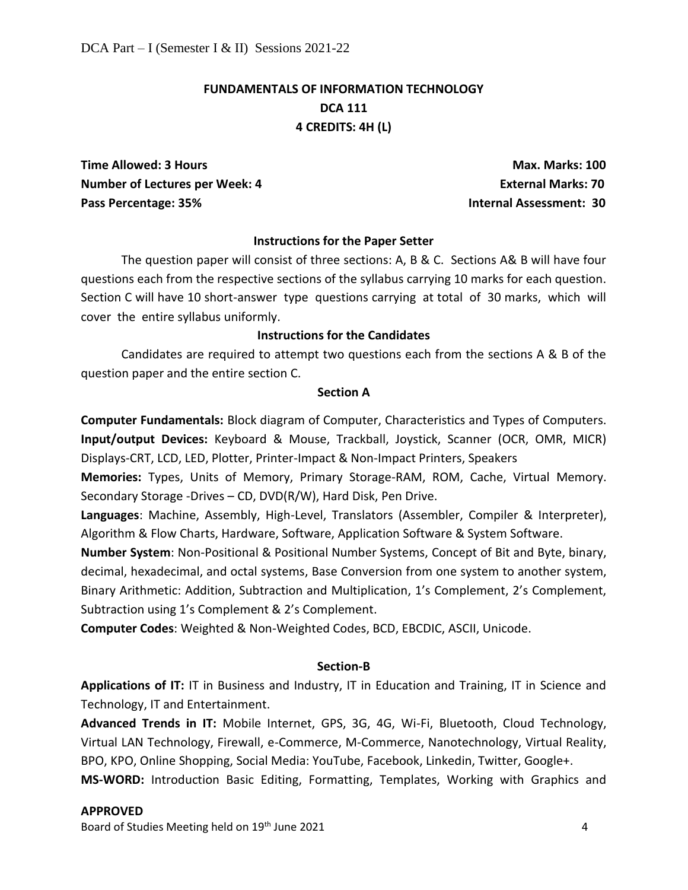## FUNDAMENTALS OF INFORMATION TECHNOLOGY

## DCA 111

## 4 CREDITS: 4H (L)

**Time Allowed: 3 Hours** | **Max. Marks: 100**

**Number of Lectures per Week: 4** | **External Marks: 70**

**Pass Percentage: 35%** | **Internal Assessment: 30**

### Instructions for the Paper Setter

The question paper will consist of three sections: A, B & C. Sections A& B will have four questions each from the respective sections of the syllabus carrying 10 marks for each question. Section C will have 10 short-answer type questions carrying at total of 30 marks, which will cover the entire syllabus uniformly.

### Instructions for the Candidates

Candidates are required to attempt two questions each from the sections A & B of the question paper and the entire section C.

### Section A

**Computer Fundamentals:** Block diagram of Computer, Characteristics and Types of Computers. **Input/output Devices:** Keyboard & Mouse, Trackball, Joystick, Scanner (OCR, OMR, MICR) Displays-CRT, LCD, LED, Plotter, Printer-Impact & Non-Impact Printers, Speakers

**Memories:** Types, Units of Memory, Primary Storage-RAM, ROM, Cache, Virtual Memory. Secondary Storage -Drives – CD, DVD(R/W), Hard Disk, Pen Drive.

**Languages**: Machine, Assembly, High-Level, Translators (Assembler, Compiler & Interpreter), Algorithm & Flow Charts, Hardware, Software, Application Software & System Software.

**Number System**: Non-Positional & Positional Number Systems, Concept of Bit and Byte, binary, decimal, hexadecimal, and octal systems, Base Conversion from one system to another system, Binary Arithmetic: Addition, Subtraction and Multiplication, 1's Complement, 2's Complement, Subtraction using 1's Complement & 2's Complement.

**Computer Codes**: Weighted & Non-Weighted Codes, BCD, EBCDIC, ASCII, Unicode.

### Section-B

**Applications of IT:** IT in Business and Industry, IT in Education and Training, IT in Science and Technology, IT and Entertainment.

**Advanced Trends in IT:** Mobile Internet, GPS, 3G, 4G, Wi-Fi, Bluetooth, Cloud Technology, Virtual LAN Technology, Firewall, e-Commerce, M-Commerce, Nanotechnology, Virtual Reality, BPO, KPO, Online Shopping, Social Media: YouTube, Facebook, Linkedin, Twitter, Google+.

**MS-WORD:** Introduction Basic Editing, Formatting, Templates, Working with Graphics and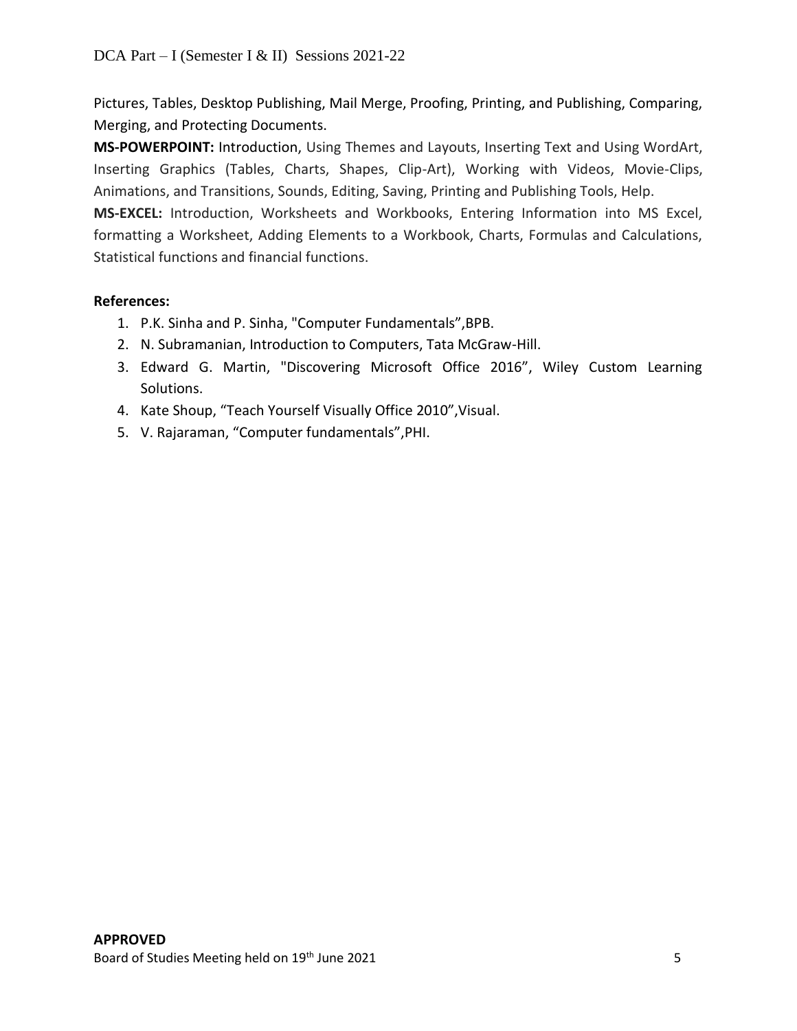Pictures, Tables, Desktop Publishing, Mail Merge, Proofing, Printing, and Publishing, Comparing, Merging, and Protecting Documents.

**MS-POWERPOINT:** Introduction, Using Themes and Layouts, Inserting Text and Using WordArt, Inserting Graphics (Tables, Charts, Shapes, Clip-Art), Working with Videos, Movie-Clips, Animations, and Transitions, Sounds, Editing, Saving, Printing and Publishing Tools, Help.

**MS-EXCEL:** Introduction, Worksheets and Workbooks, Entering Information into MS Excel, formatting a Worksheet, Adding Elements to a Workbook, Charts, Formulas and Calculations, Statistical functions and financial functions.

**References:**

1. P.K. Sinha and P. Sinha, "Computer Fundamentals",BPB.
2. N. Subramanian, Introduction to Computers, Tata McGraw-Hill.
3. Edward G. Martin, "Discovering Microsoft Office 2016", Wiley Custom Learning Solutions.
4. Kate Shoup, "Teach Yourself Visually Office 2010",Visual.
5. V. Rajaraman, "Computer fundamentals",PHI.

**APPROVED**

Board of Studies Meeting held on 19th June 2021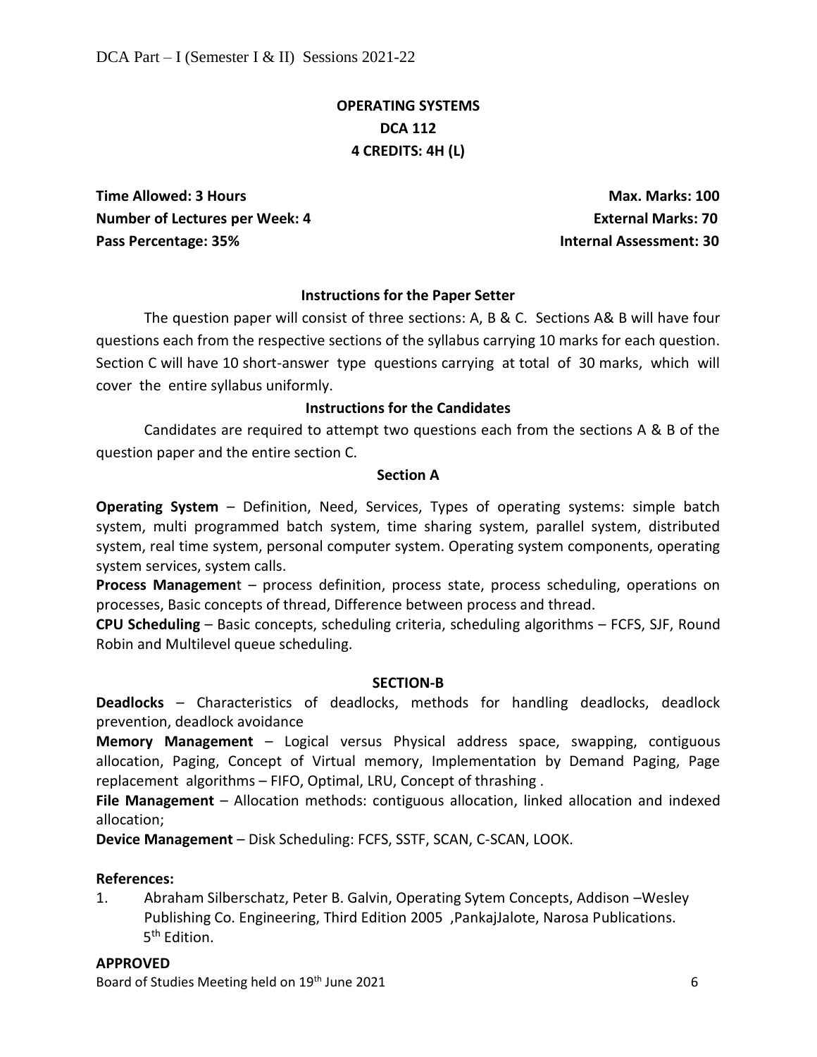# OPERATING SYSTEMS
## DCA 112
### 4 CREDITS: 4H (L)

**Time Allowed: 3 Hours** | **Max. Marks: 100**
**Number of Lectures per Week: 4** | **External Marks: 70**
**Pass Percentage: 35%** | **Internal Assessment: 30**

**Instructions for the Paper Setter**

The question paper will consist of three sections: A, B & C. Sections A& B will have four questions each from the respective sections of the syllabus carrying 10 marks for each question. Section C will have 10 short-answer type questions carrying at total of 30 marks, which will cover the entire syllabus uniformly.

**Instructions for the Candidates**

Candidates are required to attempt two questions each from the sections A & B of the question paper and the entire section C.

**Section A**

**Operating System** – Definition, Need, Services, Types of operating systems: simple batch system, multi programmed batch system, time sharing system, parallel system, distributed system, real time system, personal computer system. Operating system components, operating system services, system calls.

**Process Managemen**t – process definition, process state, process scheduling, operations on processes, Basic concepts of thread, Difference between process and thread.

**CPU Scheduling** – Basic concepts, scheduling criteria, scheduling algorithms – FCFS, SJF, Round Robin and Multilevel queue scheduling.

**SECTION-B**

**Deadlocks** – Characteristics of deadlocks, methods for handling deadlocks, deadlock prevention, deadlock avoidance

**Memory Management** – Logical versus Physical address space, swapping, contiguous allocation, Paging, Concept of Virtual memory, Implementation by Demand Paging, Page replacement algorithms – FIFO, Optimal, LRU, Concept of thrashing .

**File Management** – Allocation methods: contiguous allocation, linked allocation and indexed allocation;

**Device Management** – Disk Scheduling: FCFS, SSTF, SCAN, C-SCAN, LOOK.

**References:**

1. Abraham Silberschatz, Peter B. Galvin, Operating Sytem Concepts, Addison –Wesley Publishing Co. Engineering, Third Edition 2005 ,PankajJalote, Narosa Publications. 5th Edition.

**APPROVED**

Board of Studies Meeting held on 19th June 2021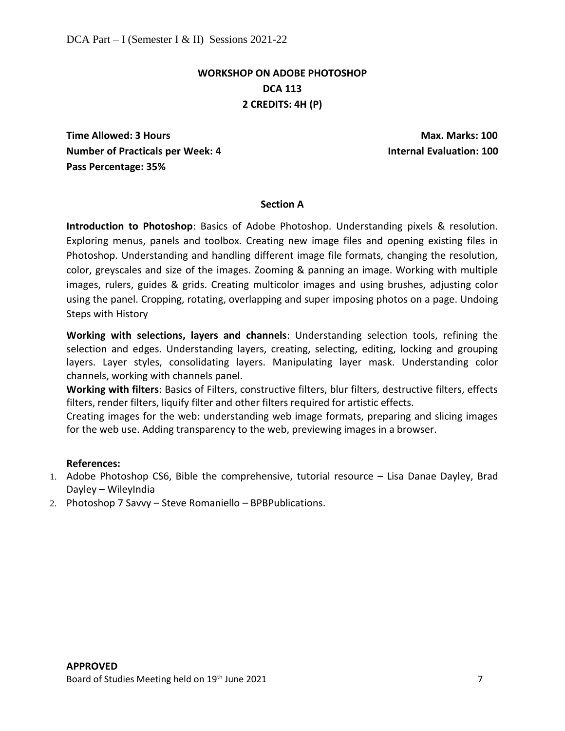# WORKSHOP ON ADOBE PHOTOSHOP

## DCA 113

## 2 CREDITS: 4H (P)

**Time Allowed: 3 Hours** | **Max. Marks: 100**
**Number of Practicals per Week: 4** | **Internal Evaluation: 100**
**Pass Percentage: 35%**

### Section A

**Introduction to Photoshop**: Basics of Adobe Photoshop. Understanding pixels & resolution. Exploring menus, panels and toolbox. Creating new image files and opening existing files in Photoshop. Understanding and handling different image file formats, changing the resolution, color, greyscales and size of the images. Zooming & panning an image. Working with multiple images, rulers, guides & grids. Creating multicolor images and using brushes, adjusting color using the panel. Cropping, rotating, overlapping and super imposing photos on a page. Undoing Steps with History

**Working with selections, layers and channels**: Understanding selection tools, refining the selection and edges. Understanding layers, creating, selecting, editing, locking and grouping layers. Layer styles, consolidating layers. Manipulating layer mask. Understanding color channels, working with channels panel.

**Working with filters**: Basics of Filters, constructive filters, blur filters, destructive filters, effects filters, render filters, liquify filter and other filters required for artistic effects.

Creating images for the web: understanding web image formats, preparing and slicing images for the web use. Adding transparency to the web, previewing images in a browser.

**References:**

1. Adobe Photoshop CS6, Bible the comprehensive, tutorial resource – Lisa Danae Dayley, Brad Dayley – WileyIndia
2. Photoshop 7 Savvy – Steve Romaniello – BPBPublications.

**APPROVED**
Board of Studies Meeting held on 19th June 2021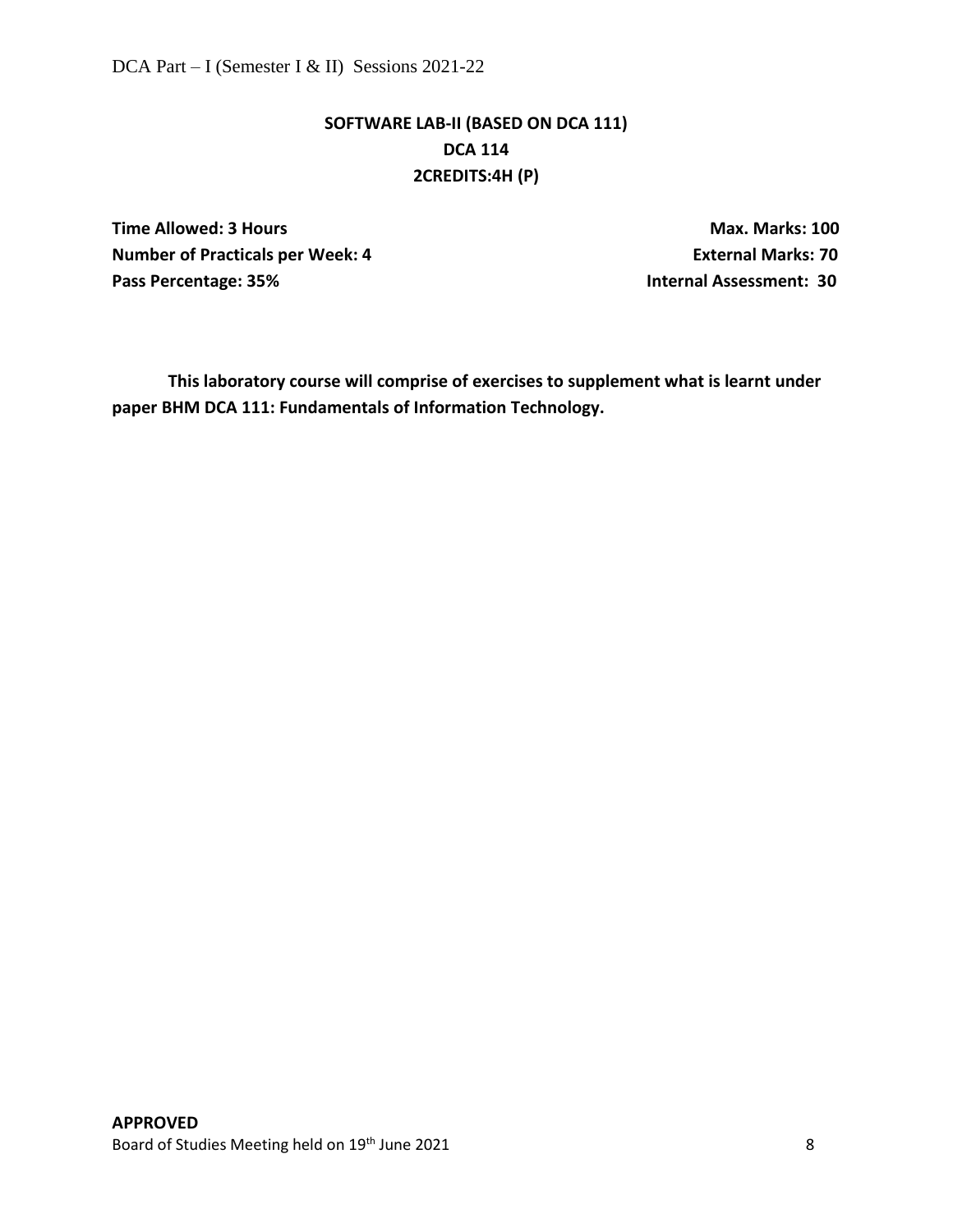## SOFTWARE LAB-II (BASED ON DCA 111)
## DCA 114
## 2CREDITS:4H (P)

| | |
|---|---|
| **Time Allowed: 3 Hours** | **Max. Marks: 100** |
| **Number of Practicals per Week: 4** | **External Marks: 70** |
| **Pass Percentage: 35%** | **Internal Assessment: 30** |

**This laboratory course will comprise of exercises to supplement what is learnt under paper BHM DCA 111: Fundamentals of Information Technology.**

**APPROVED**
Board of Studies Meeting held on 19th June 2021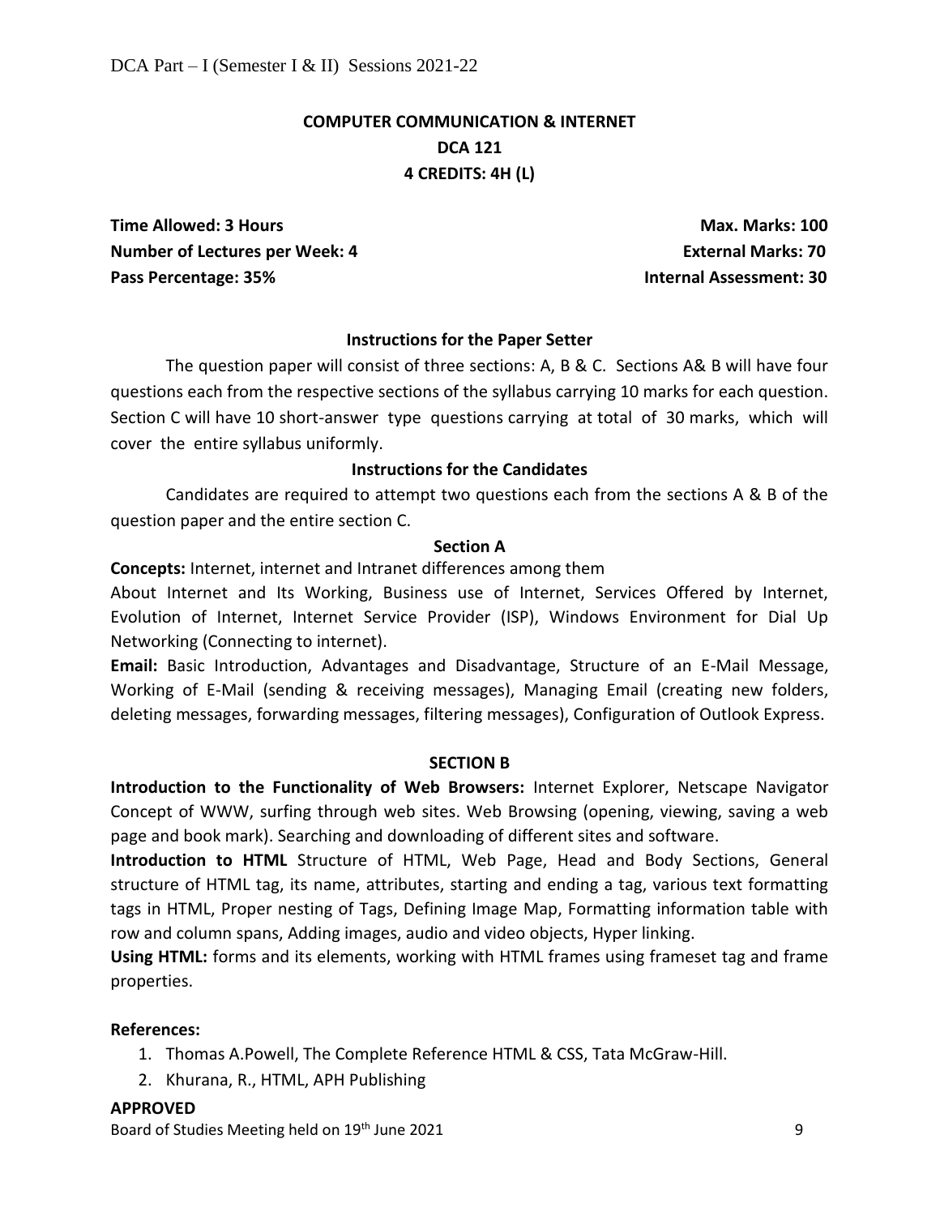# COMPUTER COMMUNICATION & INTERNET

## DCA 121

### 4 CREDITS: 4H (L)

| | |
|---|---|
| **Time Allowed: 3 Hours** | **Max. Marks: 100** |
| **Number of Lectures per Week: 4** | **External Marks: 70** |
| **Pass Percentage: 35%** | **Internal Assessment: 30** |

**Instructions for the Paper Setter**

The question paper will consist of three sections: A, B & C. Sections A& B will have four questions each from the respective sections of the syllabus carrying 10 marks for each question. Section C will have 10 short-answer type questions carrying at total of 30 marks, which will cover the entire syllabus uniformly.

**Instructions for the Candidates**

Candidates are required to attempt two questions each from the sections A & B of the question paper and the entire section C.

**Section A**

**Concepts:** Internet, internet and Intranet differences among them

About Internet and Its Working, Business use of Internet, Services Offered by Internet, Evolution of Internet, Internet Service Provider (ISP), Windows Environment for Dial Up Networking (Connecting to internet).

**Email:** Basic Introduction, Advantages and Disadvantage, Structure of an E-Mail Message, Working of E-Mail (sending & receiving messages), Managing Email (creating new folders, deleting messages, forwarding messages, filtering messages), Configuration of Outlook Express.

**SECTION B**

**Introduction to the Functionality of Web Browsers:** Internet Explorer, Netscape Navigator Concept of WWW, surfing through web sites. Web Browsing (opening, viewing, saving a web page and book mark). Searching and downloading of different sites and software.

**Introduction to HTML** Structure of HTML, Web Page, Head and Body Sections, General structure of HTML tag, its name, attributes, starting and ending a tag, various text formatting tags in HTML, Proper nesting of Tags, Defining Image Map, Formatting information table with row and column spans, Adding images, audio and video objects, Hyper linking.

**Using HTML:** forms and its elements, working with HTML frames using frameset tag and frame properties.

**References:**

1. Thomas A.Powell, The Complete Reference HTML & CSS, Tata McGraw-Hill.
2. Khurana, R., HTML, APH Publishing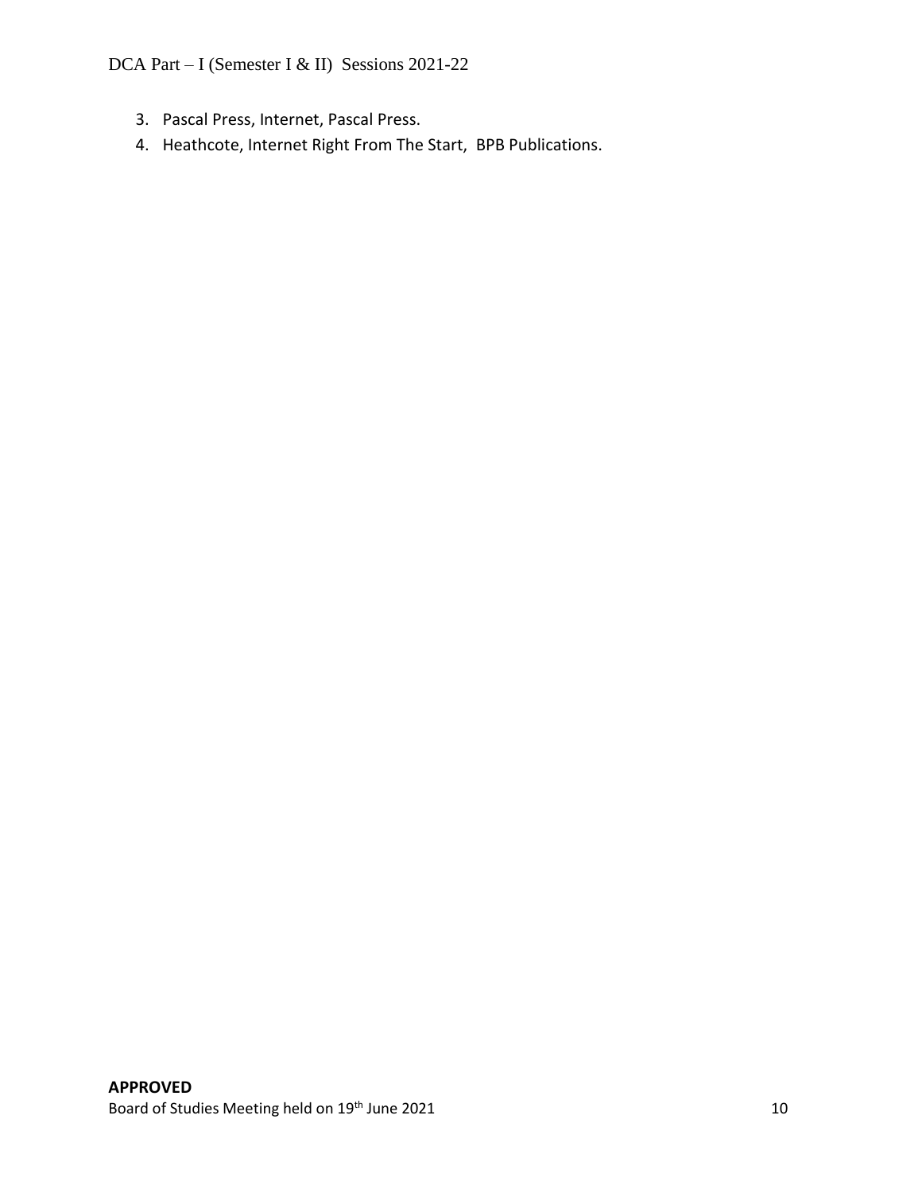3. Pascal Press, Internet, Pascal Press.
4. Heathcote, Internet Right From The Start, BPB Publications.

**APPROVED**

Board of Studies Meeting held on 19th June 2021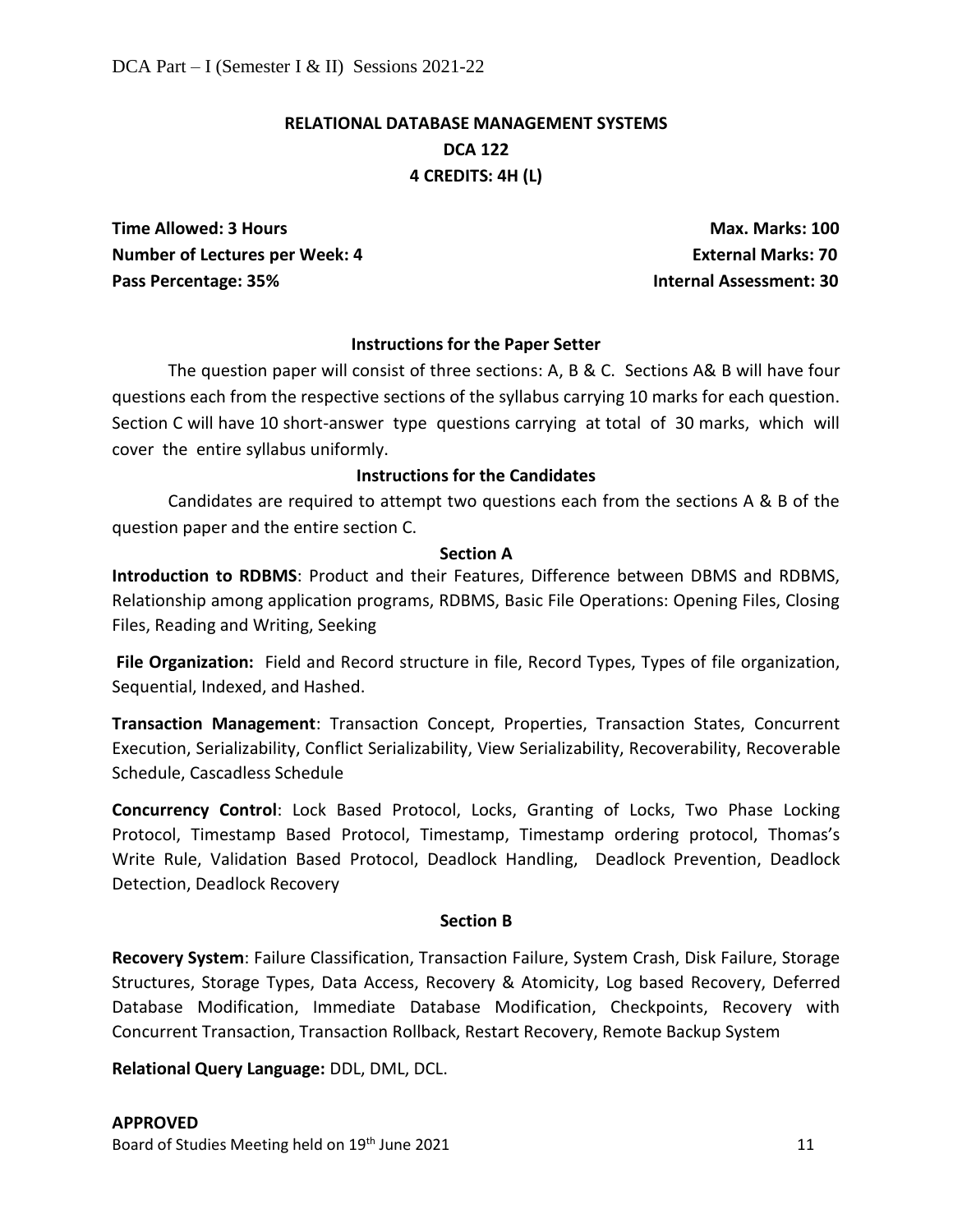# RELATIONAL DATABASE MANAGEMENT SYSTEMS

## DCA 122

### 4 CREDITS: 4H (L)

| | |
|---|---|
| **Time Allowed: 3 Hours** | **Max. Marks: 100** |
| **Number of Lectures per Week: 4** | **External Marks: 70** |
| **Pass Percentage: 35%** | **Internal Assessment: 30** |

**Instructions for the Paper Setter**

The question paper will consist of three sections: A, B & C. Sections A& B will have four questions each from the respective sections of the syllabus carrying 10 marks for each question. Section C will have 10 short-answer type questions carrying at total of 30 marks, which will cover the entire syllabus uniformly.

**Instructions for the Candidates**

Candidates are required to attempt two questions each from the sections A & B of the question paper and the entire section C.

**Section A**

**Introduction to RDBMS**: Product and their Features, Difference between DBMS and RDBMS, Relationship among application programs, RDBMS, Basic File Operations: Opening Files, Closing Files, Reading and Writing, Seeking

**File Organization:** Field and Record structure in file, Record Types, Types of file organization, Sequential, Indexed, and Hashed.

**Transaction Management**: Transaction Concept, Properties, Transaction States, Concurrent Execution, Serializability, Conflict Serializability, View Serializability, Recoverability, Recoverable Schedule, Cascadless Schedule

**Concurrency Control**: Lock Based Protocol, Locks, Granting of Locks, Two Phase Locking Protocol, Timestamp Based Protocol, Timestamp, Timestamp ordering protocol, Thomas's Write Rule, Validation Based Protocol, Deadlock Handling, Deadlock Prevention, Deadlock Detection, Deadlock Recovery

**Section B**

**Recovery System**: Failure Classification, Transaction Failure, System Crash, Disk Failure, Storage Structures, Storage Types, Data Access, Recovery & Atomicity, Log based Recovery, Deferred Database Modification, Immediate Database Modification, Checkpoints, Recovery with Concurrent Transaction, Transaction Rollback, Restart Recovery, Remote Backup System

**Relational Query Language:** DDL, DML, DCL.

**APPROVED**

Board of Studies Meeting held on 19th June 2021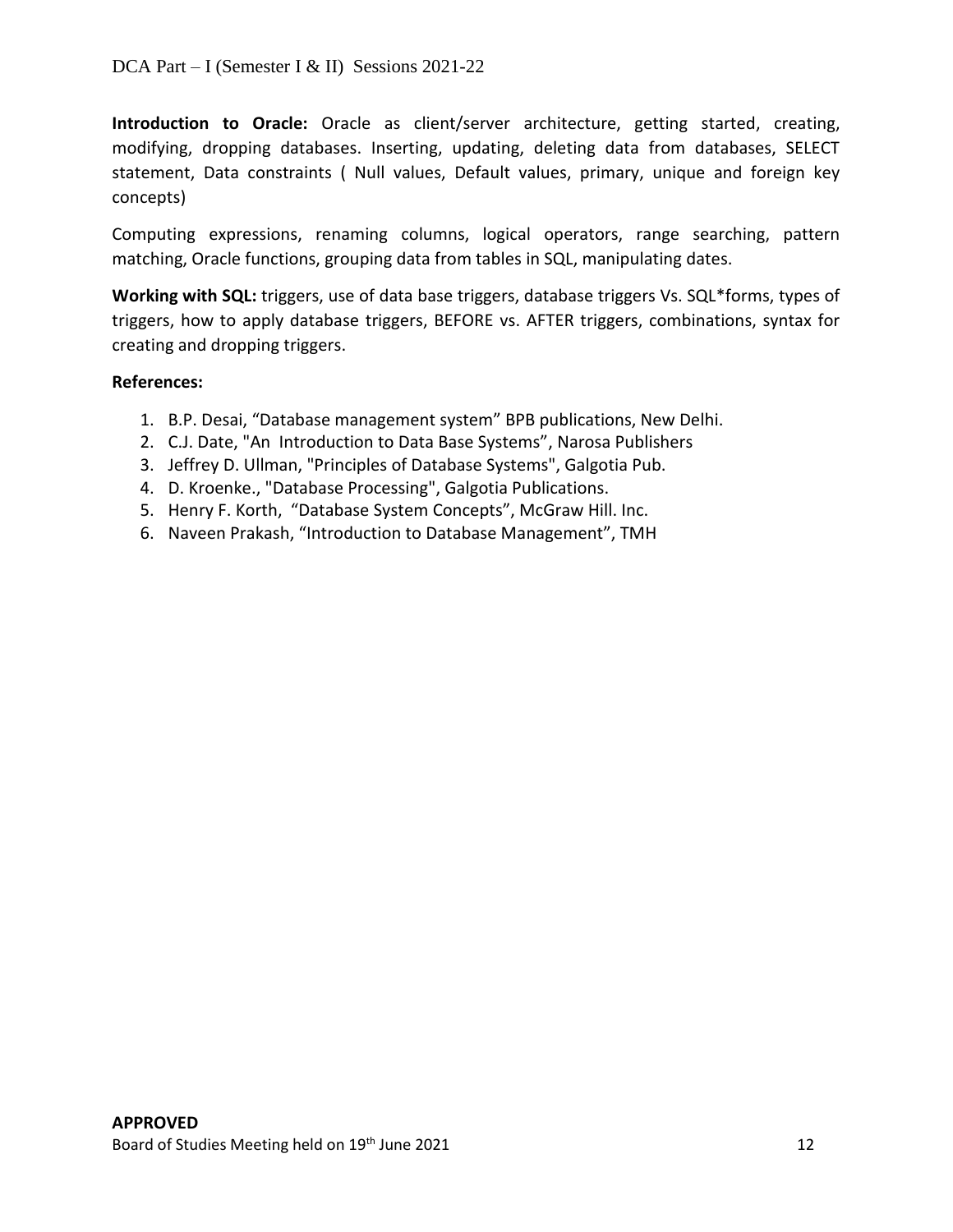**Introduction to Oracle:** Oracle as client/server architecture, getting started, creating, modifying, dropping databases. Inserting, updating, deleting data from databases, SELECT statement, Data constraints ( Null values, Default values, primary, unique and foreign key concepts)

Computing expressions, renaming columns, logical operators, range searching, pattern matching, Oracle functions, grouping data from tables in SQL, manipulating dates.

**Working with SQL:** triggers, use of data base triggers, database triggers Vs. SQL*forms, types of triggers, how to apply database triggers, BEFORE vs. AFTER triggers, combinations, syntax for creating and dropping triggers.

**References:**

1. B.P. Desai, “Database management system” BPB publications, New Delhi.
2. C.J. Date, "An Introduction to Data Base Systems”, Narosa Publishers
3. Jeffrey D. Ullman, "Principles of Database Systems", Galgotia Pub.
4. D. Kroenke., "Database Processing", Galgotia Publications.
5. Henry F. Korth, “Database System Concepts”, McGraw Hill. Inc.
6. Naveen Prakash, “Introduction to Database Management”, TMH

**APPROVED**

Board of Studies Meeting held on 19th June 2021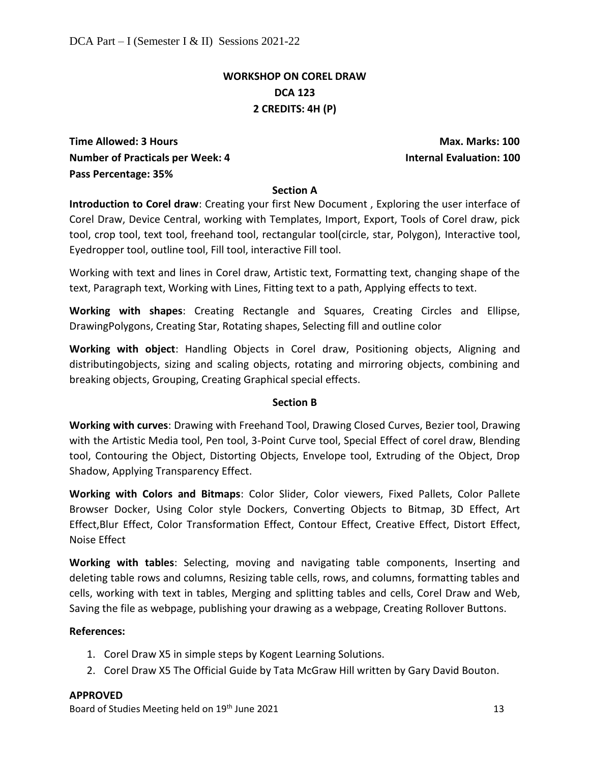## WORKSHOP ON COREL DRAW
## DCA 123
## 2 CREDITS: 4H (P)

**Time Allowed: 3 Hours** **Max. Marks: 100**
**Number of Practicals per Week: 4** **Internal Evaluation: 100**
**Pass Percentage: 35%**

### Section A

**Introduction to Corel draw**: Creating your first New Document , Exploring the user interface of Corel Draw, Device Central, working with Templates, Import, Export, Tools of Corel draw, pick tool, crop tool, text tool, freehand tool, rectangular tool(circle, star, Polygon), Interactive tool, Eyedropper tool, outline tool, Fill tool, interactive Fill tool.

Working with text and lines in Corel draw, Artistic text, Formatting text, changing shape of the text, Paragraph text, Working with Lines, Fitting text to a path, Applying effects to text.

**Working with shapes**: Creating Rectangle and Squares, Creating Circles and Ellipse, DrawingPolygons, Creating Star, Rotating shapes, Selecting fill and outline color

**Working with object**: Handling Objects in Corel draw, Positioning objects, Aligning and distributingobjects, sizing and scaling objects, rotating and mirroring objects, combining and breaking objects, Grouping, Creating Graphical special effects.

### Section B

**Working with curves**: Drawing with Freehand Tool, Drawing Closed Curves, Bezier tool, Drawing with the Artistic Media tool, Pen tool, 3-Point Curve tool, Special Effect of corel draw, Blending tool, Contouring the Object, Distorting Objects, Envelope tool, Extruding of the Object, Drop Shadow, Applying Transparency Effect.

**Working with Colors and Bitmaps**: Color Slider, Color viewers, Fixed Pallets, Color Pallete Browser Docker, Using Color style Dockers, Converting Objects to Bitmap, 3D Effect, Art Effect,Blur Effect, Color Transformation Effect, Contour Effect, Creative Effect, Distort Effect, Noise Effect

**Working with tables**: Selecting, moving and navigating table components, Inserting and deleting table rows and columns, Resizing table cells, rows, and columns, formatting tables and cells, working with text in tables, Merging and splitting tables and cells, Corel Draw and Web, Saving the file as webpage, publishing your drawing as a webpage, Creating Rollover Buttons.

**References:**

1. Corel Draw X5 in simple steps by Kogent Learning Solutions.
2. Corel Draw X5 The Official Guide by Tata McGraw Hill written by Gary David Bouton.

**APPROVED**
Board of Studies Meeting held on 19th June 2021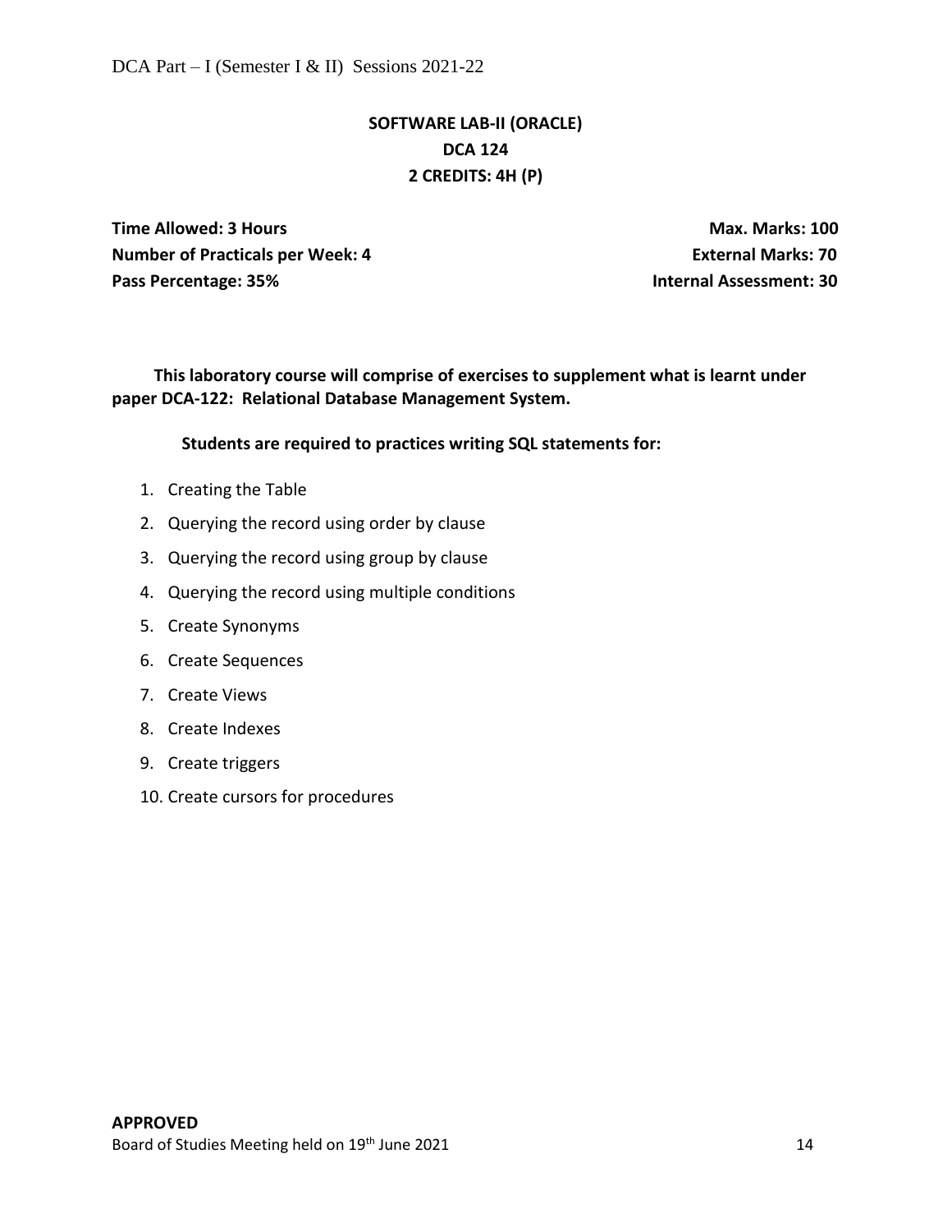## SOFTWARE LAB-II (ORACLE)
## DCA 124
## 2 CREDITS: 4H (P)

**Time Allowed: 3 Hours** **Max. Marks: 100**
**Number of Practicals per Week: 4** **External Marks: 70**
**Pass Percentage: 35%** **Internal Assessment: 30**

**This laboratory course will comprise of exercises to supplement what is learnt under paper DCA-122: Relational Database Management System.**

**Students are required to practices writing SQL statements for:**

1. Creating the Table
2. Querying the record using order by clause
3. Querying the record using group by clause
4. Querying the record using multiple conditions
5. Create Synonyms
6. Create Sequences
7. Create Views
8. Create Indexes
9. Create triggers
10. Create cursors for procedures

**APPROVED**
Board of Studies Meeting held on 19th June 2021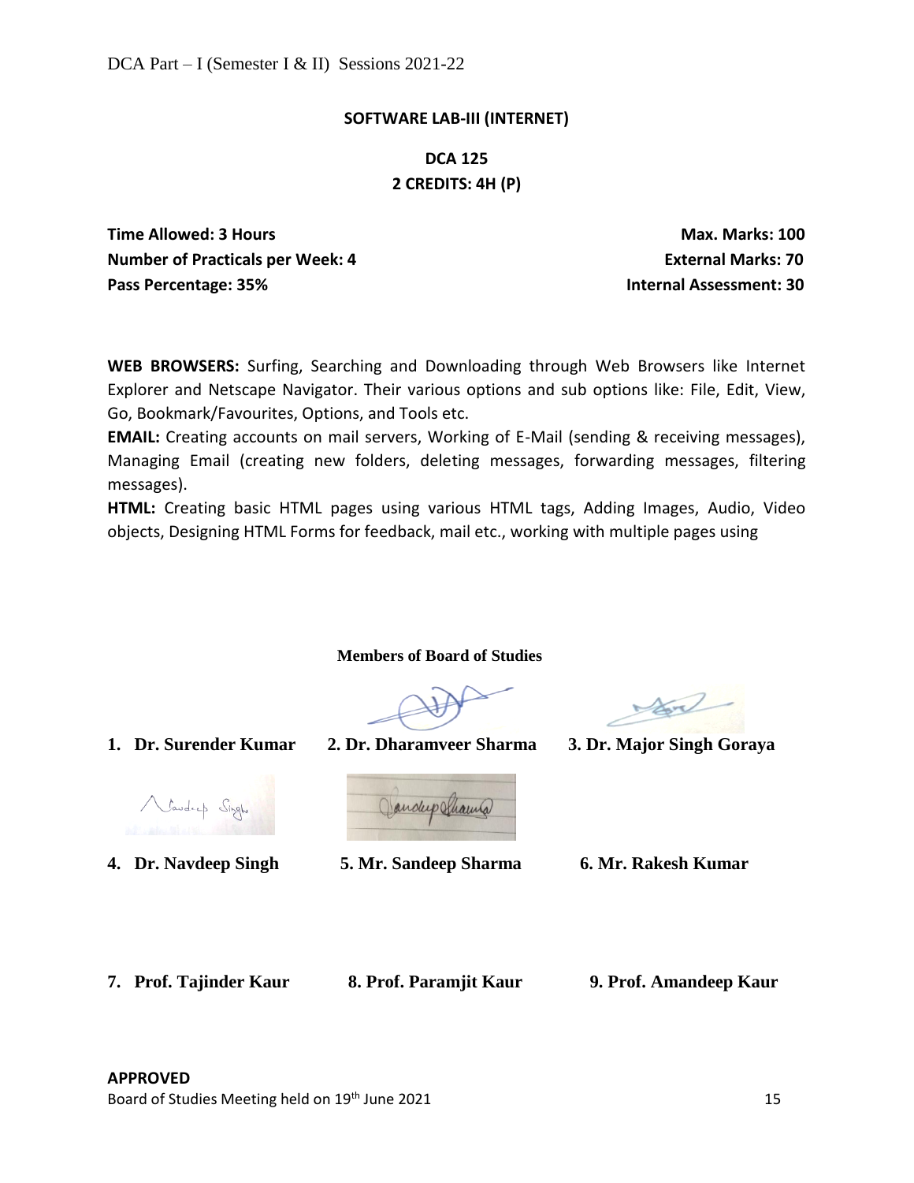**SOFTWARE LAB-III (INTERNET)**

**DCA 125**

**2 CREDITS: 4H (P)**

**Time Allowed: 3 Hours** | **Max. Marks: 100**

**Number of Practicals per Week: 4** | **External Marks: 70**

**Pass Percentage: 35%** | **Internal Assessment: 30**

**WEB BROWSERS:** Surfing, Searching and Downloading through Web Browsers like Internet Explorer and Netscape Navigator. Their various options and sub options like: File, Edit, View, Go, Bookmark/Favourites, Options, and Tools etc.

**EMAIL:** Creating accounts on mail servers, Working of E-Mail (sending & receiving messages), Managing Email (creating new folders, deleting messages, forwarding messages, filtering messages).

**HTML:** Creating basic HTML pages using various HTML tags, Adding Images, Audio, Video objects, Designing HTML Forms for feedback, mail etc., working with multiple pages using

**Members of Board of Studies**

**1. Dr. Surender Kumar** **2. Dr. Dharamveer Sharma** **3. Dr. Major Singh Goraya**

**4. Dr. Navdeep Singh** **5. Mr. Sandeep Sharma** **6. Mr. Rakesh Kumar**

**7. Prof. Tajinder Kaur** **8. Prof. Paramjit Kaur** **9. Prof. Amandeep Kaur**

**APPROVED**

Board of Studies Meeting held on 19th June 2021